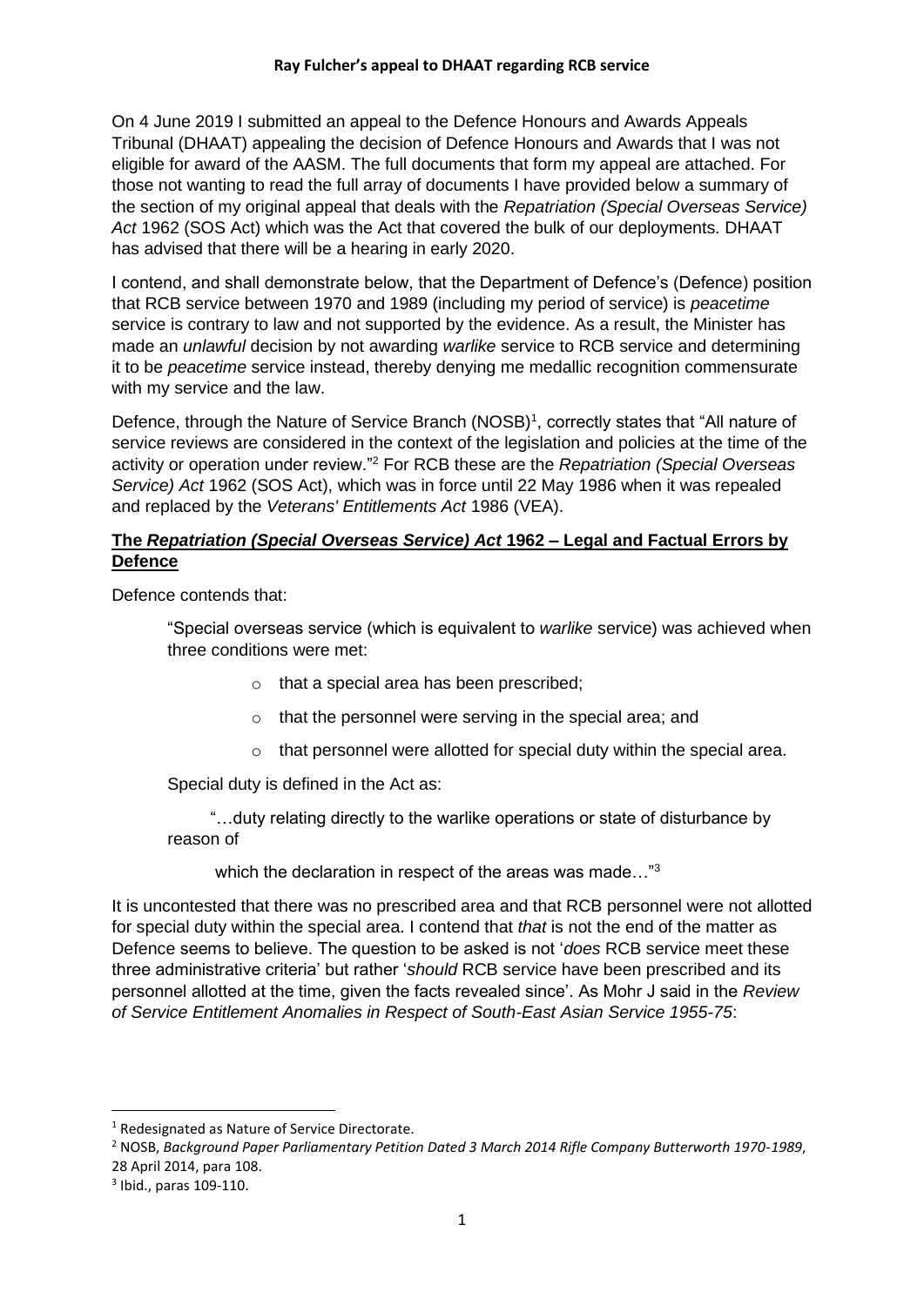**Ray Fulcher's appeal to DHAAT regarding RCB service**

On 4 June 2019 I submitted an appeal to the Defence Honours and Awards Appeals Tribunal (DHAAT) appealing the decision of Defence Honours and Awards that I was not eligible for award of the AASM. The full documents that form my appeal are attached. For those not wanting to read the full array of documents I have provided below a summary of the section of my original appeal that deals with the *Repatriation (Special Overseas Service) Act* 1962 (SOS Act) which was the Act that covered the bulk of our deployments. DHAAT has advised that there will be a hearing in early 2020.

I contend, and shall demonstrate below, that the Department of Defence's (Defence) position that RCB service between 1970 and 1989 (including my period of service) is *peacetime* service is contrary to law and not supported by the evidence. As a result, the Minister has made an *unlawful* decision by not awarding *warlike* service to RCB service and determining it to be *peacetime* service instead, thereby denying me medallic recognition commensurate with my service and the law.

Defence, through the Nature of Service Branch (NOSB)[1], correctly states that "All nature of service reviews are considered in the context of the legislation and policies at the time of the activity or operation under review."[2] For RCB these are the *Repatriation (Special Overseas Service) Act* 1962 (SOS Act), which was in force until 22 May 1986 when it was repealed and replaced by the *Veterans' Entitlements Act* 1986 (VEA).

**<u>The *Repatriation (Special Overseas Service) Act* 1962 – Legal and Factual Errors by Defence</u>**

Defence contends that:

> "Special overseas service (which is equivalent to *warlike* service) was achieved when three conditions were met:
>
> - that a special area has been prescribed;
> - that the personnel were serving in the special area; and
> - that personnel were allotted for special duty within the special area.
>
> Special duty is defined in the Act as:
>
> "…duty relating directly to the warlike operations or state of disturbance by reason of which the declaration in respect of the areas was made…"[3]

It is uncontested that there was no prescribed area and that RCB personnel were not allotted for special duty within the special area. I contend that *that* is not the end of the matter as Defence seems to believe. The question to be asked is not '*does* RCB service meet these three administrative criteria' but rather '*should* RCB service have been prescribed and its personnel allotted at the time, given the facts revealed since'. As Mohr J said in the *Review of Service Entitlement Anomalies in Respect of South-East Asian Service 1955-75*:

---

[1] Redesignated as Nature of Service Directorate.

[2] NOSB, *Background Paper Parliamentary Petition Dated 3 March 2014 Rifle Company Butterworth 1970-1989*, 28 April 2014, para 108.

[3] Ibid., paras 109-110.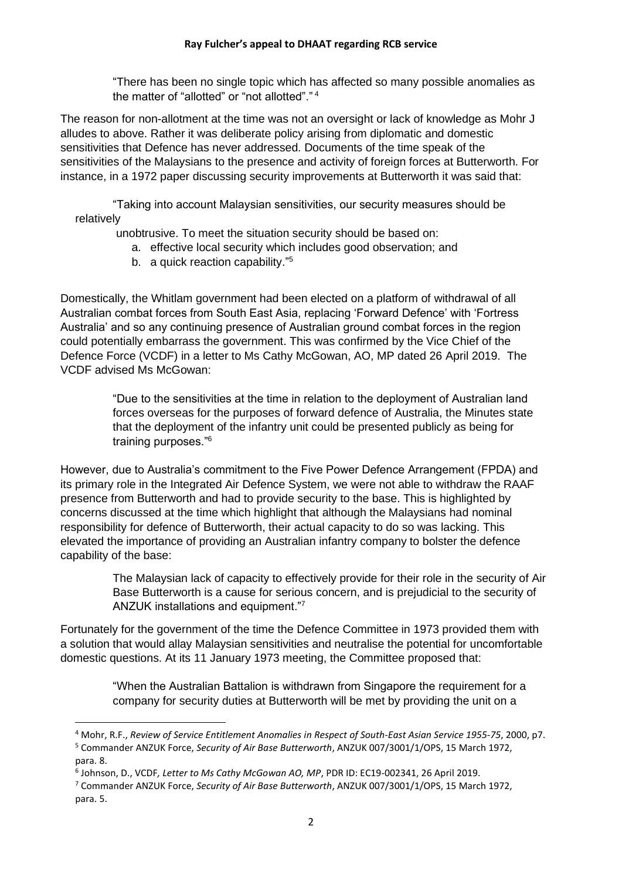> "There has been no single topic which has affected so many possible anomalies as the matter of "allotted" or "not allotted"." [4]

The reason for non-allotment at the time was not an oversight or lack of knowledge as Mohr J alludes to above. Rather it was deliberate policy arising from diplomatic and domestic sensitivities that Defence has never addressed. Documents of the time speak of the sensitivities of the Malaysians to the presence and activity of foreign forces at Butterworth. For instance, in a 1972 paper discussing security improvements at Butterworth it was said that:

> "Taking into account Malaysian sensitivities, our security measures should be relatively
> unobtrusive. To meet the situation security should be based on:
>
> a. effective local security which includes good observation; and
> b. a quick reaction capability."[5]

Domestically, the Whitlam government had been elected on a platform of withdrawal of all Australian combat forces from South East Asia, replacing 'Forward Defence' with 'Fortress Australia' and so any continuing presence of Australian ground combat forces in the region could potentially embarrass the government. This was confirmed by the Vice Chief of the Defence Force (VCDF) in a letter to Ms Cathy McGowan, AO, MP dated 26 April 2019. The VCDF advised Ms McGowan:

> "Due to the sensitivities at the time in relation to the deployment of Australian land forces overseas for the purposes of forward defence of Australia, the Minutes state that the deployment of the infantry unit could be presented publicly as being for training purposes."[6]

However, due to Australia's commitment to the Five Power Defence Arrangement (FPDA) and its primary role in the Integrated Air Defence System, we were not able to withdraw the RAAF presence from Butterworth and had to provide security to the base. This is highlighted by concerns discussed at the time which highlight that although the Malaysians had nominal responsibility for defence of Butterworth, their actual capacity to do so was lacking. This elevated the importance of providing an Australian infantry company to bolster the defence capability of the base:

> The Malaysian lack of capacity to effectively provide for their role in the security of Air Base Butterworth is a cause for serious concern, and is prejudicial to the security of ANZUK installations and equipment."[7]

Fortunately for the government of the time the Defence Committee in 1973 provided them with a solution that would allay Malaysian sensitivities and neutralise the potential for uncomfortable domestic questions. At its 11 January 1973 meeting, the Committee proposed that:

> "When the Australian Battalion is withdrawn from Singapore the requirement for a company for security duties at Butterworth will be met by providing the unit on a

---

[4] Mohr, R.F., *Review of Service Entitlement Anomalies in Respect of South-East Asian Service 1955-75*, 2000, p7.

[5] Commander ANZUK Force, *Security of Air Base Butterworth*, ANZUK 007/3001/1/OPS, 15 March 1972, para. 8.

[6] Johnson, D., VCDF, *Letter to Ms Cathy McGowan AO, MP*, PDR ID: EC19-002341, 26 April 2019.

[7] Commander ANZUK Force, *Security of Air Base Butterworth*, ANZUK 007/3001/1/OPS, 15 March 1972, para. 5.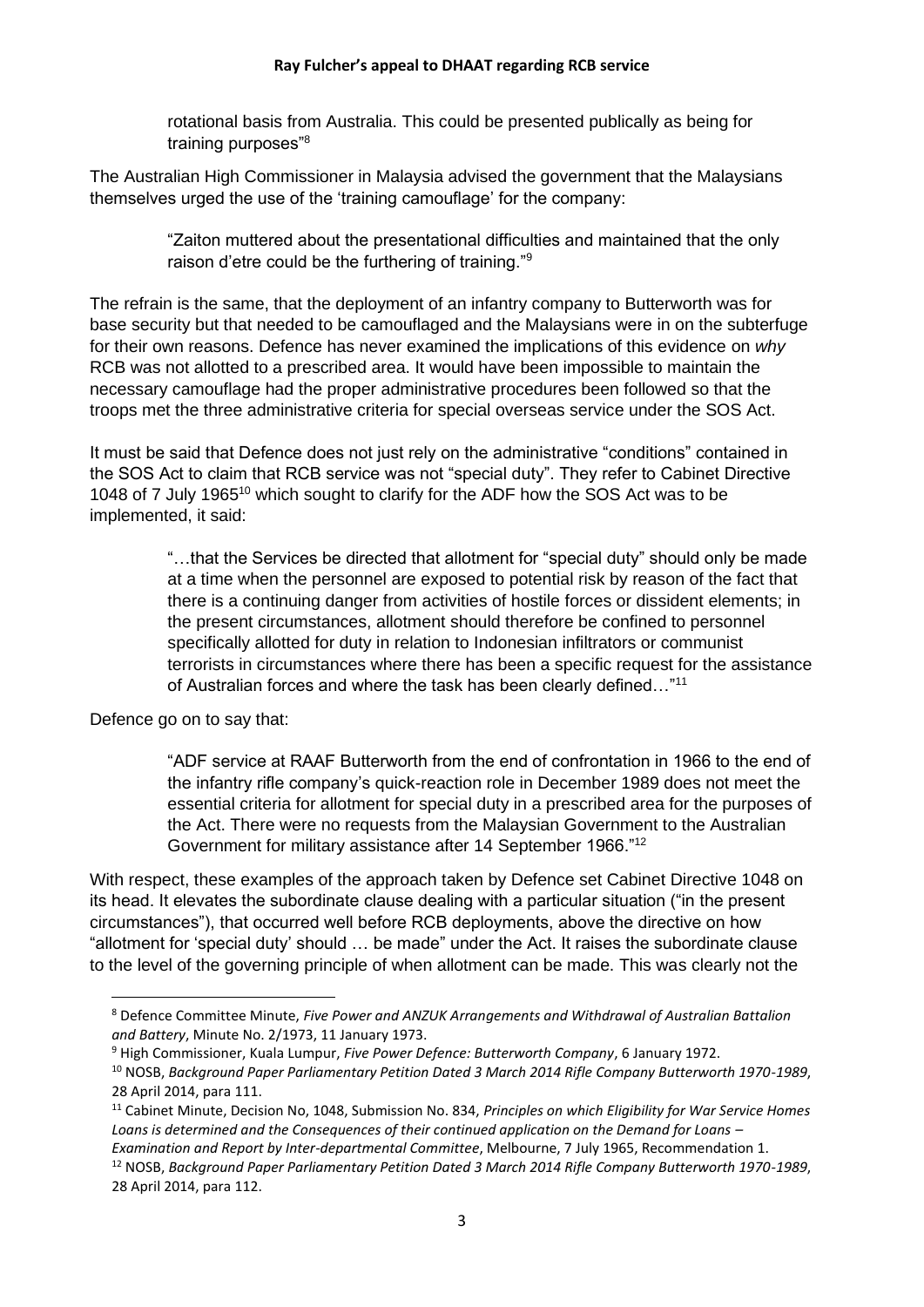> rotational basis from Australia. This could be presented publically as being for training purposes"[8]

The Australian High Commissioner in Malaysia advised the government that the Malaysians themselves urged the use of the 'training camouflage' for the company:

> "Zaiton muttered about the presentational difficulties and maintained that the only raison d'etre could be the furthering of training."[9]

The refrain is the same, that the deployment of an infantry company to Butterworth was for base security but that needed to be camouflaged and the Malaysians were in on the subterfuge for their own reasons. Defence has never examined the implications of this evidence on *why* RCB was not allotted to a prescribed area. It would have been impossible to maintain the necessary camouflage had the proper administrative procedures been followed so that the troops met the three administrative criteria for special overseas service under the SOS Act.

It must be said that Defence does not just rely on the administrative "conditions" contained in the SOS Act to claim that RCB service was not "special duty". They refer to Cabinet Directive 1048 of 7 July 1965[10] which sought to clarify for the ADF how the SOS Act was to be implemented, it said:

> "…that the Services be directed that allotment for "special duty" should only be made at a time when the personnel are exposed to potential risk by reason of the fact that there is a continuing danger from activities of hostile forces or dissident elements; in the present circumstances, allotment should therefore be confined to personnel specifically allotted for duty in relation to Indonesian infiltrators or communist terrorists in circumstances where there has been a specific request for the assistance of Australian forces and where the task has been clearly defined…"[11]

Defence go on to say that:

> "ADF service at RAAF Butterworth from the end of confrontation in 1966 to the end of the infantry rifle company's quick-reaction role in December 1989 does not meet the essential criteria for allotment for special duty in a prescribed area for the purposes of the Act. There were no requests from the Malaysian Government to the Australian Government for military assistance after 14 September 1966."[12]

With respect, these examples of the approach taken by Defence set Cabinet Directive 1048 on its head. It elevates the subordinate clause dealing with a particular situation ("in the present circumstances"), that occurred well before RCB deployments, above the directive on how "allotment for 'special duty' should … be made" under the Act. It raises the subordinate clause to the level of the governing principle of when allotment can be made. This was clearly not the

---

[8] Defence Committee Minute, *Five Power and ANZUK Arrangements and Withdrawal of Australian Battalion and Battery*, Minute No. 2/1973, 11 January 1973.

[9] High Commissioner, Kuala Lumpur, *Five Power Defence: Butterworth Company*, 6 January 1972.

[10] NOSB, *Background Paper Parliamentary Petition Dated 3 March 2014 Rifle Company Butterworth 1970-1989*, 28 April 2014, para 111.

[11] Cabinet Minute, Decision No, 1048, Submission No. 834, *Principles on which Eligibility for War Service Homes Loans is determined and the Consequences of their continued application on the Demand for Loans – Examination and Report by Inter-departmental Committee*, Melbourne, 7 July 1965, Recommendation 1.

[12] NOSB, *Background Paper Parliamentary Petition Dated 3 March 2014 Rifle Company Butterworth 1970-1989*, 28 April 2014, para 112.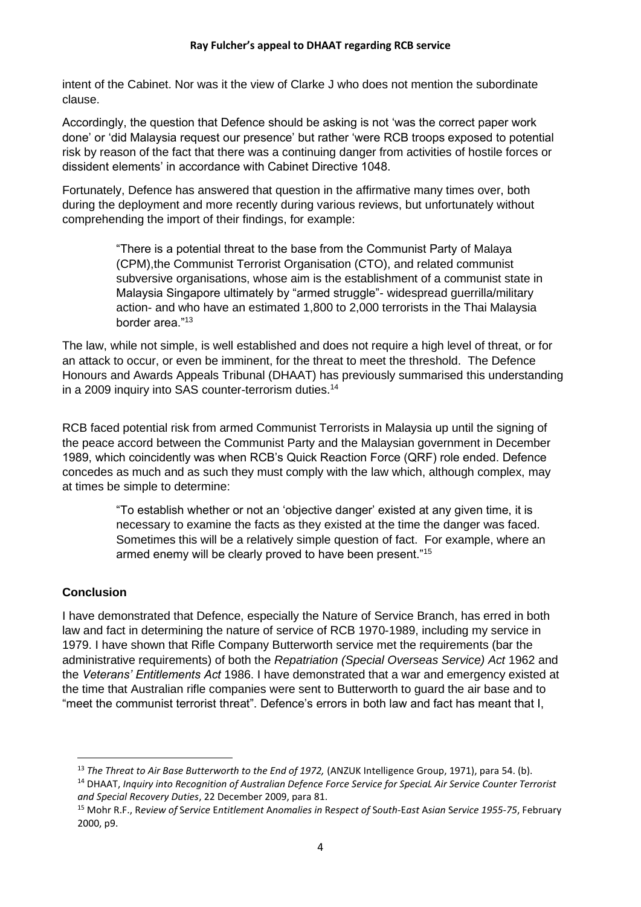intent of the Cabinet. Nor was it the view of Clarke J who does not mention the subordinate clause.

Accordingly, the question that Defence should be asking is not 'was the correct paper work done' or 'did Malaysia request our presence' but rather 'were RCB troops exposed to potential risk by reason of the fact that there was a continuing danger from activities of hostile forces or dissident elements' in accordance with Cabinet Directive 1048.

Fortunately, Defence has answered that question in the affirmative many times over, both during the deployment and more recently during various reviews, but unfortunately without comprehending the import of their findings, for example:

> "There is a potential threat to the base from the Communist Party of Malaya (CPM),the Communist Terrorist Organisation (CTO), and related communist subversive organisations, whose aim is the establishment of a communist state in Malaysia Singapore ultimately by "armed struggle"- widespread guerrilla/military action- and who have an estimated 1,800 to 2,000 terrorists in the Thai Malaysia border area."[13]

The law, while not simple, is well established and does not require a high level of threat, or for an attack to occur, or even be imminent, for the threat to meet the threshold. The Defence Honours and Awards Appeals Tribunal (DHAAT) has previously summarised this understanding in a 2009 inquiry into SAS counter-terrorism duties.[14]

RCB faced potential risk from armed Communist Terrorists in Malaysia up until the signing of the peace accord between the Communist Party and the Malaysian government in December 1989, which coincidently was when RCB's Quick Reaction Force (QRF) role ended. Defence concedes as much and as such they must comply with the law which, although complex, may at times be simple to determine:

> "To establish whether or not an 'objective danger' existed at any given time, it is necessary to examine the facts as they existed at the time the danger was faced. Sometimes this will be a relatively simple question of fact. For example, where an armed enemy will be clearly proved to have been present."[15]

## Conclusion

I have demonstrated that Defence, especially the Nature of Service Branch, has erred in both law and fact in determining the nature of service of RCB 1970-1989, including my service in 1979. I have shown that Rifle Company Butterworth service met the requirements (bar the administrative requirements) of both the *Repatriation (Special Overseas Service) Act* 1962 and the *Veterans' Entitlements Act* 1986. I have demonstrated that a war and emergency existed at the time that Australian rifle companies were sent to Butterworth to guard the air base and to "meet the communist terrorist threat". Defence's errors in both law and fact has meant that I,

---

[13] *The Threat to Air Base Butterworth to the End of 1972,* (ANZUK Intelligence Group, 1971), para 54. (b).

[14] DHAAT, *Inquiry into Recognition of Australian Defence Force Service for SpeciaL Air Service Counter Terrorist and Special Recovery Duties*, 22 December 2009, para 81.

[15] Mohr R.F., R*eview of* S*ervice* E*ntitlement* A*nomalies in* R*espect of* S*outh*-E*ast* A*sian* S*ervice 1955-75*, February 2000, p9.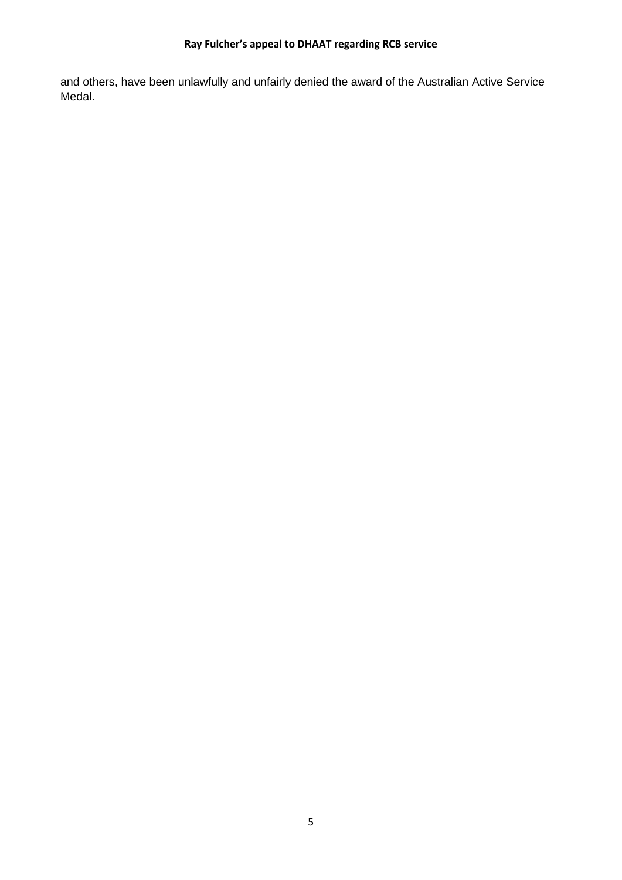and others, have been unlawfully and unfairly denied the award of the Australian Active Service Medal.